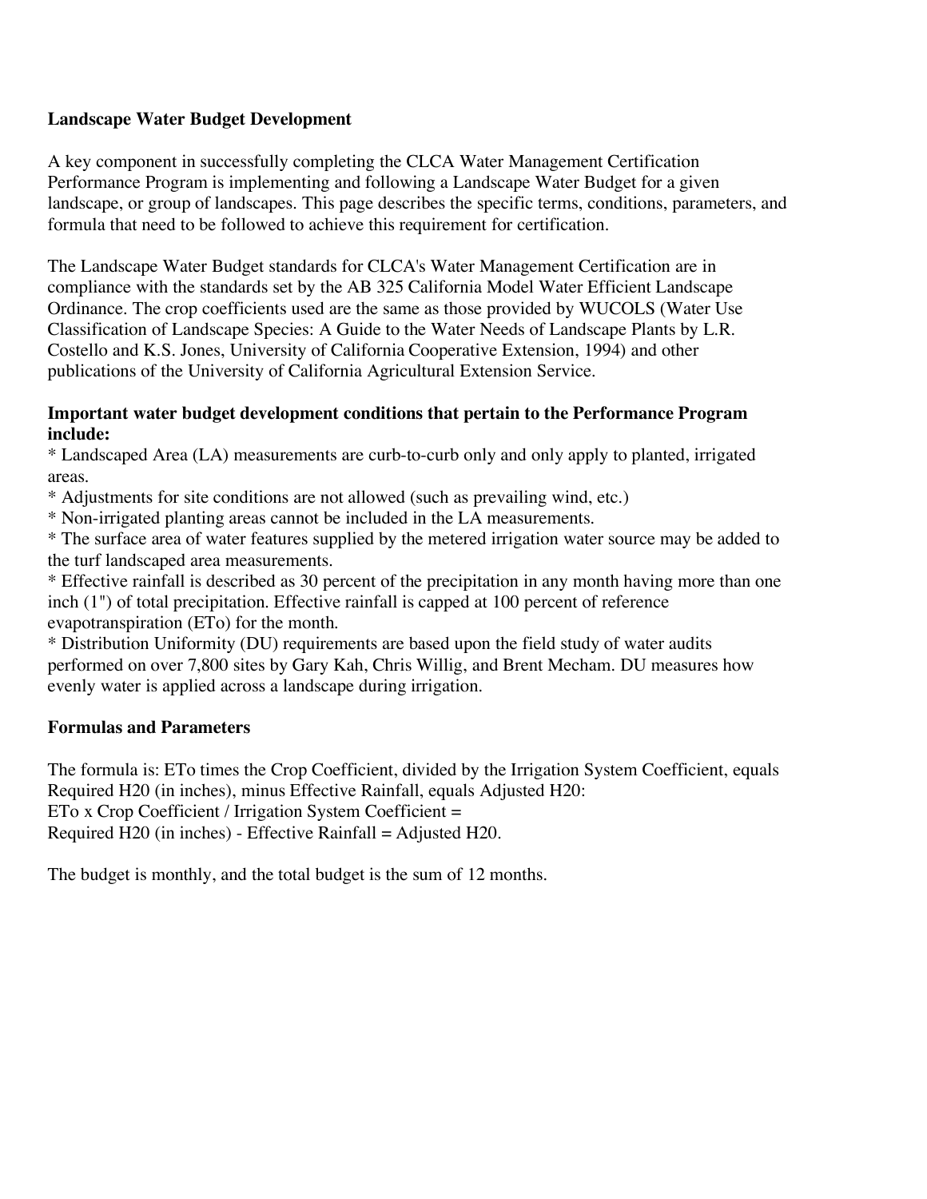**Landscape Water Budget Development**

A key component in successfully completing the CLCA Water Management Certification Performance Program is implementing and following a Landscape Water Budget for a given landscape, or group of landscapes. This page describes the specific terms, conditions, parameters, and formula that need to be followed to achieve this requirement for certification.

The Landscape Water Budget standards for CLCA's Water Management Certification are in compliance with the standards set by the AB 325 California Model Water Efficient Landscape Ordinance. The crop coefficients used are the same as those provided by WUCOLS (Water Use Classification of Landscape Species: A Guide to the Water Needs of Landscape Plants by L.R. Costello and K.S. Jones, University of California Cooperative Extension, 1994) and other publications of the University of California Agricultural Extension Service.

**Important water budget development conditions that pertain to the Performance Program include:**

* Landscaped Area (LA) measurements are curb-to-curb only and only apply to planted, irrigated areas.
* Adjustments for site conditions are not allowed (such as prevailing wind, etc.)
* Non-irrigated planting areas cannot be included in the LA measurements.
* The surface area of water features supplied by the metered irrigation water source may be added to the turf landscaped area measurements.
* Effective rainfall is described as 30 percent of the precipitation in any month having more than one inch (1") of total precipitation. Effective rainfall is capped at 100 percent of reference evapotranspiration (ETo) for the month.
* Distribution Uniformity (DU) requirements are based upon the field study of water audits performed on over 7,800 sites by Gary Kah, Chris Willig, and Brent Mecham. DU measures how evenly water is applied across a landscape during irrigation.

**Formulas and Parameters**

The formula is: ETo times the Crop Coefficient, divided by the Irrigation System Coefficient, equals Required H20 (in inches), minus Effective Rainfall, equals Adjusted H20:
ETo x Crop Coefficient / Irrigation System Coefficient =
Required H20 (in inches) - Effective Rainfall = Adjusted H20.

The budget is monthly, and the total budget is the sum of 12 months.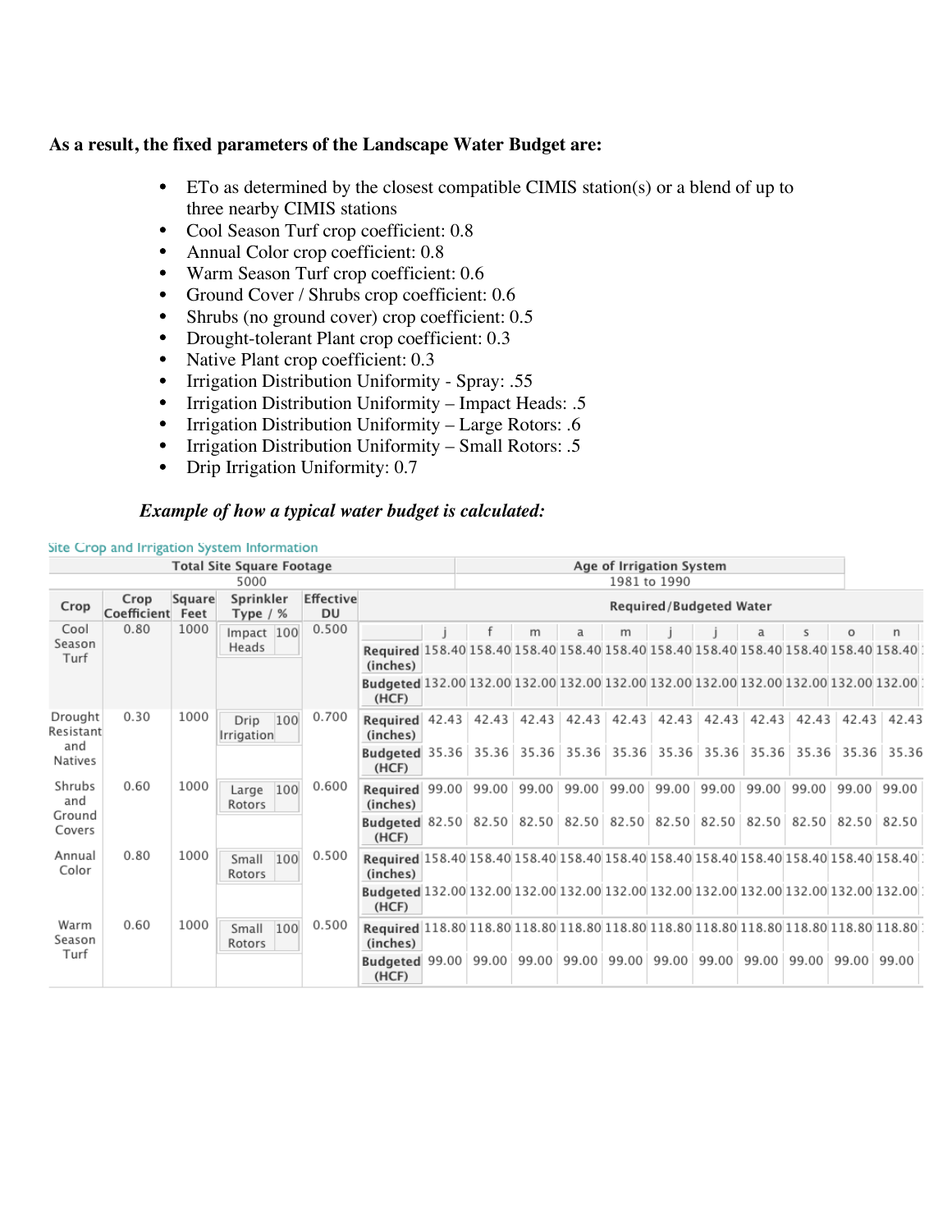**As a result, the fixed parameters of the Landscape Water Budget are:**

- ETo as determined by the closest compatible CIMIS station(s) or a blend of up to three nearby CIMIS stations
- Cool Season Turf crop coefficient: 0.8
- Annual Color crop coefficient: 0.8
- Warm Season Turf crop coefficient: 0.6
- Ground Cover / Shrubs crop coefficient: 0.6
- Shrubs (no ground cover) crop coefficient: 0.5
- Drought-tolerant Plant crop coefficient: 0.3
- Native Plant crop coefficient: 0.3
- Irrigation Distribution Uniformity - Spray: .55
- Irrigation Distribution Uniformity – Impact Heads: .5
- Irrigation Distribution Uniformity – Large Rotors: .6
- Irrigation Distribution Uniformity – Small Rotors: .5
- Drip Irrigation Uniformity: 0.7

***Example of how a typical water budget is calculated:***

Site Crop and Irrigation System Information

| Total Site Square Footage | Age of Irrigation System |
|---|---|
| 5000 | 1981 to 1990 |

| Crop | Crop Coefficient | Square Feet | Sprinkler Type / % | | Effective DU | Required/Budgeted Water | j | f | m | a | m | j | j | a | s | o | n |
|---|---|---|---|---|---|---|---|---|---|---|---|---|---|---|---|---|---|
| Cool Season Turf | 0.80 | 1000 | Impact Heads | 100 | 0.500 | Required (inches) | 158.40 | 158.40 | 158.40 | 158.40 | 158.40 | 158.40 | 158.40 | 158.40 | 158.40 | 158.40 | 158.40 |
| | | | | | | Budgeted (HCF) | 132.00 | 132.00 | 132.00 | 132.00 | 132.00 | 132.00 | 132.00 | 132.00 | 132.00 | 132.00 | 132.00 |
| Drought Resistant and Natives | 0.30 | 1000 | Drip Irrigation | 100 | 0.700 | Required (inches) | 42.43 | 42.43 | 42.43 | 42.43 | 42.43 | 42.43 | 42.43 | 42.43 | 42.43 | 42.43 | 42.43 |
| | | | | | | Budgeted (HCF) | 35.36 | 35.36 | 35.36 | 35.36 | 35.36 | 35.36 | 35.36 | 35.36 | 35.36 | 35.36 | 35.36 |
| Shrubs and Ground Covers | 0.60 | 1000 | Large Rotors | 100 | 0.600 | Required (inches) | 99.00 | 99.00 | 99.00 | 99.00 | 99.00 | 99.00 | 99.00 | 99.00 | 99.00 | 99.00 | 99.00 |
| | | | | | | Budgeted (HCF) | 82.50 | 82.50 | 82.50 | 82.50 | 82.50 | 82.50 | 82.50 | 82.50 | 82.50 | 82.50 | 82.50 |
| Annual Color | 0.80 | 1000 | Small Rotors | 100 | 0.500 | Required (inches) | 158.40 | 158.40 | 158.40 | 158.40 | 158.40 | 158.40 | 158.40 | 158.40 | 158.40 | 158.40 | 158.40 |
| | | | | | | Budgeted (HCF) | 132.00 | 132.00 | 132.00 | 132.00 | 132.00 | 132.00 | 132.00 | 132.00 | 132.00 | 132.00 | 132.00 |
| Warm Season Turf | 0.60 | 1000 | Small Rotors | 100 | 0.500 | Required (inches) | 118.80 | 118.80 | 118.80 | 118.80 | 118.80 | 118.80 | 118.80 | 118.80 | 118.80 | 118.80 | 118.80 |
| | | | | | | Budgeted (HCF) | 99.00 | 99.00 | 99.00 | 99.00 | 99.00 | 99.00 | 99.00 | 99.00 | 99.00 | 99.00 | 99.00 |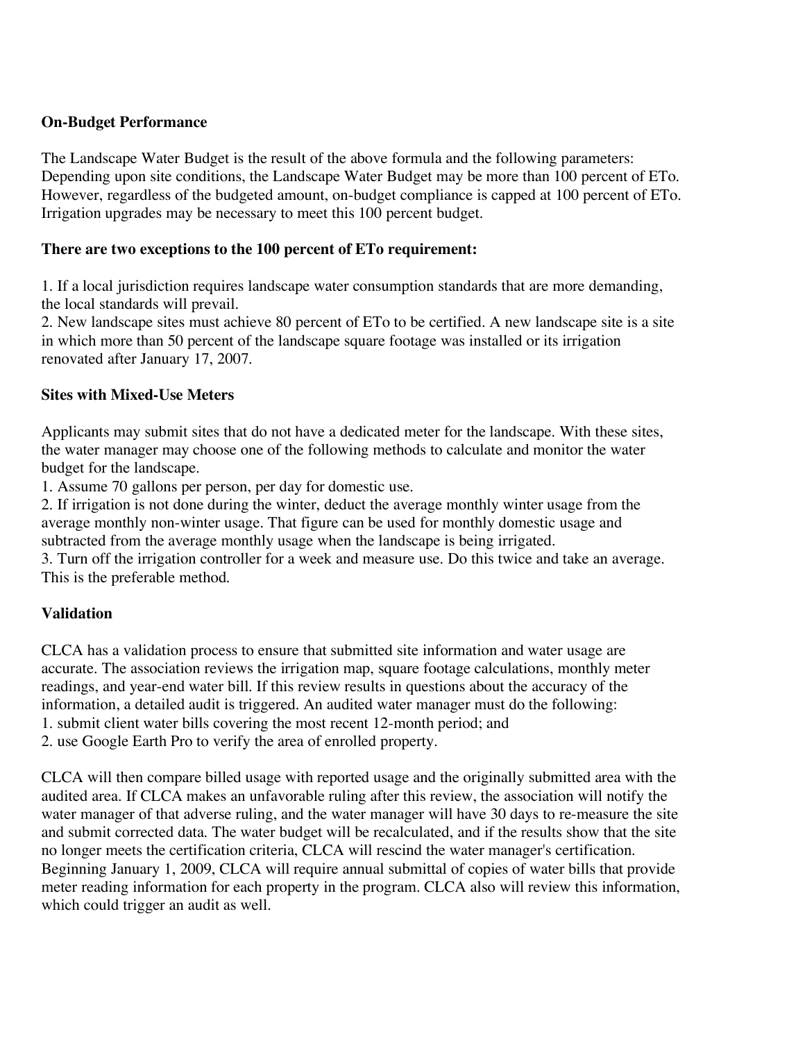**On-Budget Performance**

The Landscape Water Budget is the result of the above formula and the following parameters: Depending upon site conditions, the Landscape Water Budget may be more than 100 percent of ETo. However, regardless of the budgeted amount, on-budget compliance is capped at 100 percent of ETo. Irrigation upgrades may be necessary to meet this 100 percent budget.

**There are two exceptions to the 100 percent of ETo requirement:**

1. If a local jurisdiction requires landscape water consumption standards that are more demanding, the local standards will prevail.
2. New landscape sites must achieve 80 percent of ETo to be certified. A new landscape site is a site in which more than 50 percent of the landscape square footage was installed or its irrigation renovated after January 17, 2007.

**Sites with Mixed-Use Meters**

Applicants may submit sites that do not have a dedicated meter for the landscape. With these sites, the water manager may choose one of the following methods to calculate and monitor the water budget for the landscape.

1. Assume 70 gallons per person, per day for domestic use.
2. If irrigation is not done during the winter, deduct the average monthly winter usage from the average monthly non-winter usage. That figure can be used for monthly domestic usage and subtracted from the average monthly usage when the landscape is being irrigated.
3. Turn off the irrigation controller for a week and measure use. Do this twice and take an average. This is the preferable method.

**Validation**

CLCA has a validation process to ensure that submitted site information and water usage are accurate. The association reviews the irrigation map, square footage calculations, monthly meter readings, and year-end water bill. If this review results in questions about the accuracy of the information, a detailed audit is triggered. An audited water manager must do the following:

1. submit client water bills covering the most recent 12-month period; and
2. use Google Earth Pro to verify the area of enrolled property.

CLCA will then compare billed usage with reported usage and the originally submitted area with the audited area. If CLCA makes an unfavorable ruling after this review, the association will notify the water manager of that adverse ruling, and the water manager will have 30 days to re-measure the site and submit corrected data. The water budget will be recalculated, and if the results show that the site no longer meets the certification criteria, CLCA will rescind the water manager's certification. Beginning January 1, 2009, CLCA will require annual submittal of copies of water bills that provide meter reading information for each property in the program. CLCA also will review this information, which could trigger an audit as well.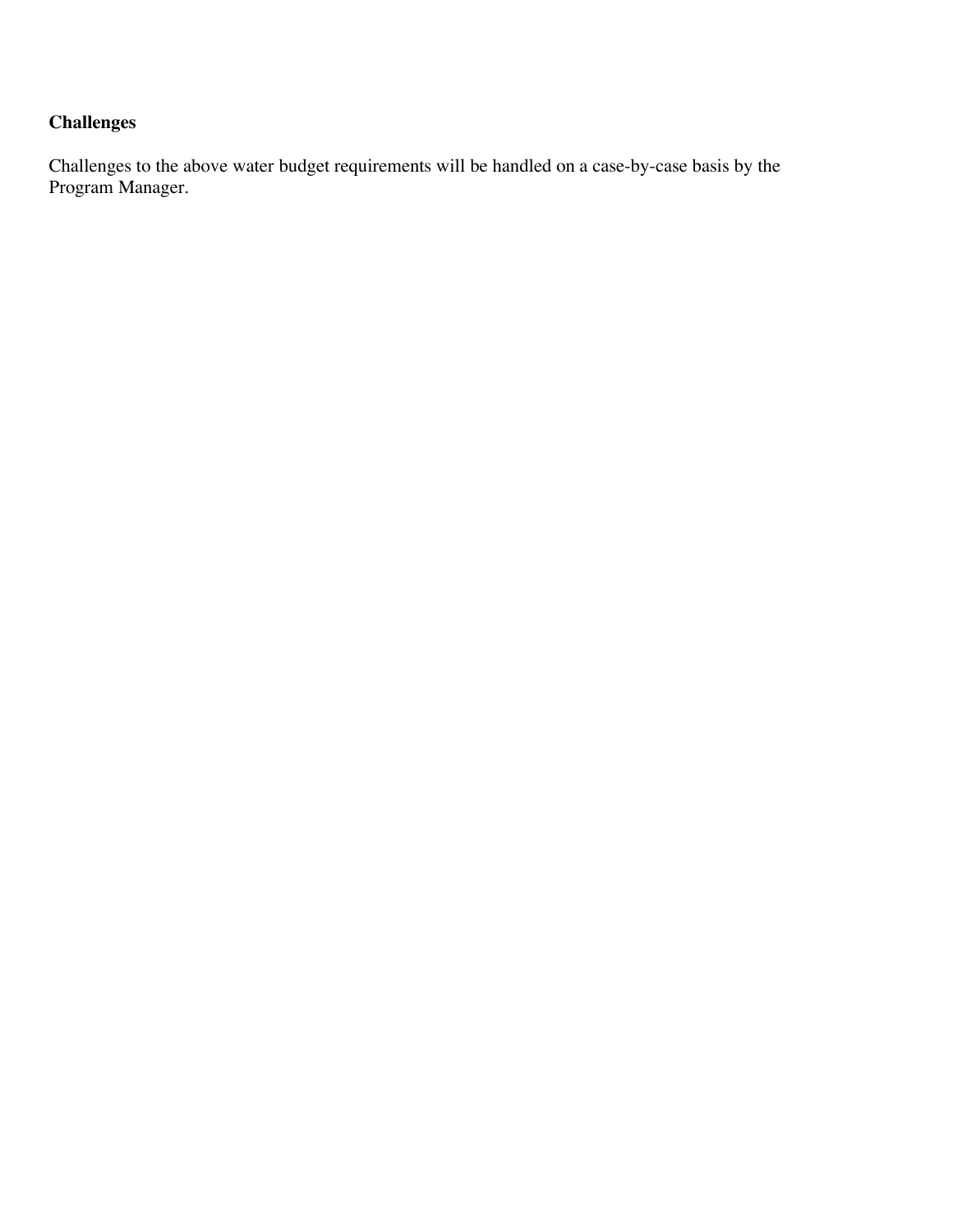**Challenges**

Challenges to the above water budget requirements will be handled on a case-by-case basis by the Program Manager.